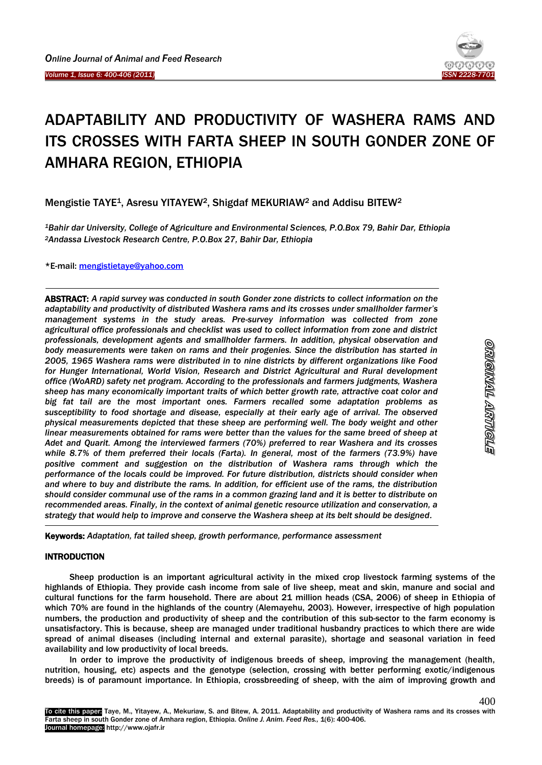# ADAPTABILITY AND PRODUCTIVITY OF WASHERA RAMS AND ITS CROSSES WITH FARTA SHEEP IN SOUTH GONDER ZONE OF AMHARA REGION, ETHIOPIA

Mengistie TAYE[1], Asresu YITAYEW[2], Shigdaf MEKURIAW[2] and Addisu BITEW[2]

*[1]Bahir dar University, College of Agriculture and Environmental Sciences, P.O.Box 79, Bahir Dar, Ethiopia*
*[2]Andassa Livestock Research Centre, P.O.Box 27, Bahir Dar, Ethiopia*

*E-mail: mengistietaye@yahoo.com

**ABSTRACT:** *A rapid survey was conducted in south Gonder zone districts to collect information on the adaptability and productivity of distributed Washera rams and its crosses under smallholder farmer's management systems in the study areas. Pre-survey information was collected from zone agricultural office professionals and checklist was used to collect information from zone and district professionals, development agents and smallholder farmers. In addition, physical observation and body measurements were taken on rams and their progenies. Since the distribution has started in 2005, 1965 Washera rams were distributed in to nine districts by different organizations like Food for Hunger International, World Vision, Research and District Agricultural and Rural development office (WoARD) safety net program. According to the professionals and farmers judgments, Washera sheep has many economically important traits of which better growth rate, attractive coat color and big fat tail are the most important ones. Farmers recalled some adaptation problems as susceptibility to food shortage and disease, especially at their early age of arrival. The observed physical measurements depicted that these sheep are performing well. The body weight and other linear measurements obtained for rams were better than the values for the same breed of sheep at Adet and Quarit. Among the interviewed farmers (70%) preferred to rear Washera and its crosses while 8.7% of them preferred their locals (Farta). In general, most of the farmers (73.9%) have positive comment and suggestion on the distribution of Washera rams through which the performance of the locals could be improved. For future distribution, districts should consider when and where to buy and distribute the rams. In addition, for efficient use of the rams, the distribution should consider communal use of the rams in a common grazing land and it is better to distribute on recommended areas. Finally, in the context of animal genetic resource utilization and conservation, a strategy that would help to improve and conserve the Washera sheep at its belt should be designed.*

**Keywords:** *Adaptation, fat tailed sheep, growth performance, performance assessment*

ORIGINAL ARTICLE

## INTRODUCTION

Sheep production is an important agricultural activity in the mixed crop livestock farming systems of the highlands of Ethiopia. They provide cash income from sale of live sheep, meat and skin, manure and social and cultural functions for the farm household. There are about 21 million heads (CSA, 2006) of sheep in Ethiopia of which 70% are found in the highlands of the country (Alemayehu, 2003). However, irrespective of high population numbers, the production and productivity of sheep and the contribution of this sub-sector to the farm economy is unsatisfactory. This is because, sheep are managed under traditional husbandry practices to which there are wide spread of animal diseases (including internal and external parasite), shortage and seasonal variation in feed availability and low productivity of local breeds.

In order to improve the productivity of indigenous breeds of sheep, improving the management (health, nutrition, housing, etc) aspects and the genotype (selection, crossing with better performing exotic/indigenous breeds) is of paramount importance. In Ethiopia, crossbreeding of sheep, with the aim of improving growth and

To cite this paper: Taye, M., Yitayew, A., Mekuriaw, S. and Bitew, A. 2011. Adaptability and productivity of Washera rams and its crosses with Farta sheep in south Gonder zone of Amhara region, Ethiopia. *Online J. Anim. Feed Res.,* 1(6): 400-406.
Journal homepage: http://www.ojafr.ir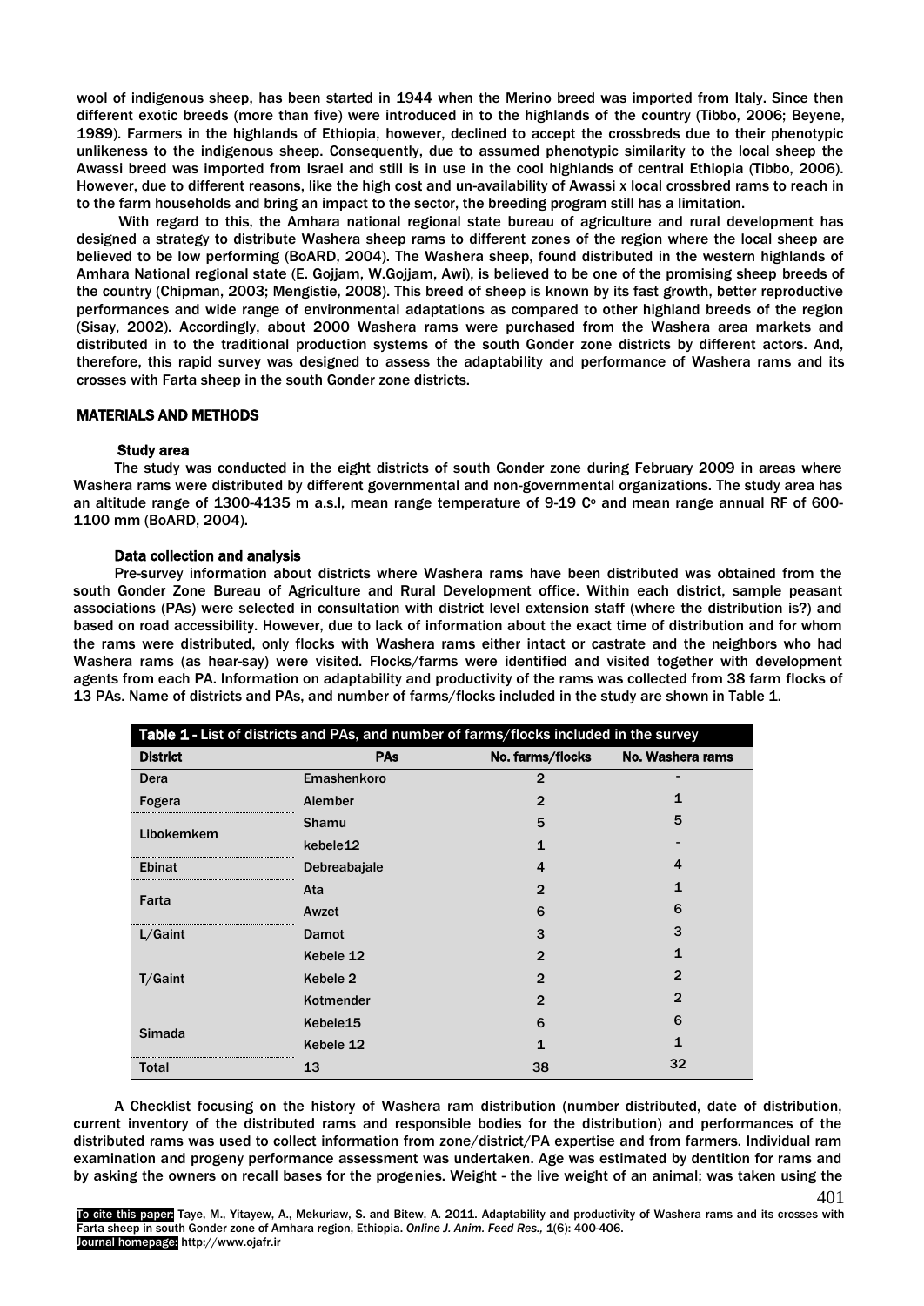wool of indigenous sheep, has been started in 1944 when the Merino breed was imported from Italy. Since then different exotic breeds (more than five) were introduced in to the highlands of the country (Tibbo, 2006; Beyene, 1989). Farmers in the highlands of Ethiopia, however, declined to accept the crossbreds due to their phenotypic unlikeness to the indigenous sheep. Consequently, due to assumed phenotypic similarity to the local sheep the Awassi breed was imported from Israel and still is in use in the cool highlands of central Ethiopia (Tibbo, 2006). However, due to different reasons, like the high cost and un-availability of Awassi x local crossbred rams to reach in to the farm households and bring an impact to the sector, the breeding program still has a limitation.

With regard to this, the Amhara national regional state bureau of agriculture and rural development has designed a strategy to distribute Washera sheep rams to different zones of the region where the local sheep are believed to be low performing (BoARD, 2004). The Washera sheep, found distributed in the western highlands of Amhara National regional state (E. Gojjam, W.Gojjam, Awi), is believed to be one of the promising sheep breeds of the country (Chipman, 2003; Mengistie, 2008). This breed of sheep is known by its fast growth, better reproductive performances and wide range of environmental adaptations as compared to other highland breeds of the region (Sisay, 2002). Accordingly, about 2000 Washera rams were purchased from the Washera area markets and distributed in to the traditional production systems of the south Gonder zone districts by different actors. And, therefore, this rapid survey was designed to assess the adaptability and performance of Washera rams and its crosses with Farta sheep in the south Gonder zone districts.

## MATERIALS AND METHODS

### Study area

The study was conducted in the eight districts of south Gonder zone during February 2009 in areas where Washera rams were distributed by different governmental and non-governmental organizations. The study area has an altitude range of 1300-4135 m a.s.l, mean range temperature of 9-19 $C^{o}$ and mean range annual RF of 600-1100 mm (BoARD, 2004).

### Data collection and analysis

Pre-survey information about districts where Washera rams have been distributed was obtained from the south Gonder Zone Bureau of Agriculture and Rural Development office. Within each district, sample peasant associations (PAs) were selected in consultation with district level extension staff (where the distribution is?) and based on road accessibility. However, due to lack of information about the exact time of distribution and for whom the rams were distributed, only flocks with Washera rams either intact or castrate and the neighbors who had Washera rams (as hear-say) were visited. Flocks/farms were identified and visited together with development agents from each PA. Information on adaptability and productivity of the rams was collected from 38 farm flocks of 13 PAs. Name of districts and PAs, and number of farms/flocks included in the study are shown in Table 1.

**Table 1** - List of districts and PAs, and number of farms/flocks included in the survey

| District | PAs | No. farms/flocks | No. Washera rams |
|---|---|---|---|
| Dera | Emashenkoro | 2 | - |
| Fogera | Alember | 2 | 1 |
| Libokemkem | Shamu | 5 | 5 |
| | kebele12 | 1 | - |
| Ebinat | Debreabajale | 4 | 4 |
| Farta | Ata | 2 | 1 |
| | Awzet | 6 | 6 |
| L/Gaint | Damot | 3 | 3 |
| T/Gaint | Kebele 12 | 2 | 1 |
| | Kebele 2 | 2 | 2 |
| | Kotmender | 2 | 2 |
| Simada | Kebele15 | 6 | 6 |
| | Kebele 12 | 1 | 1 |
| Total | 13 | 38 | 32 |

A Checklist focusing on the history of Washera ram distribution (number distributed, date of distribution, current inventory of the distributed rams and responsible bodies for the distribution) and performances of the distributed rams was used to collect information from zone/district/PA expertise and from farmers. Individual ram examination and progeny performance assessment was undertaken. Age was estimated by dentition for rams and by asking the owners on recall bases for the progenies. Weight - the live weight of an animal; was taken using the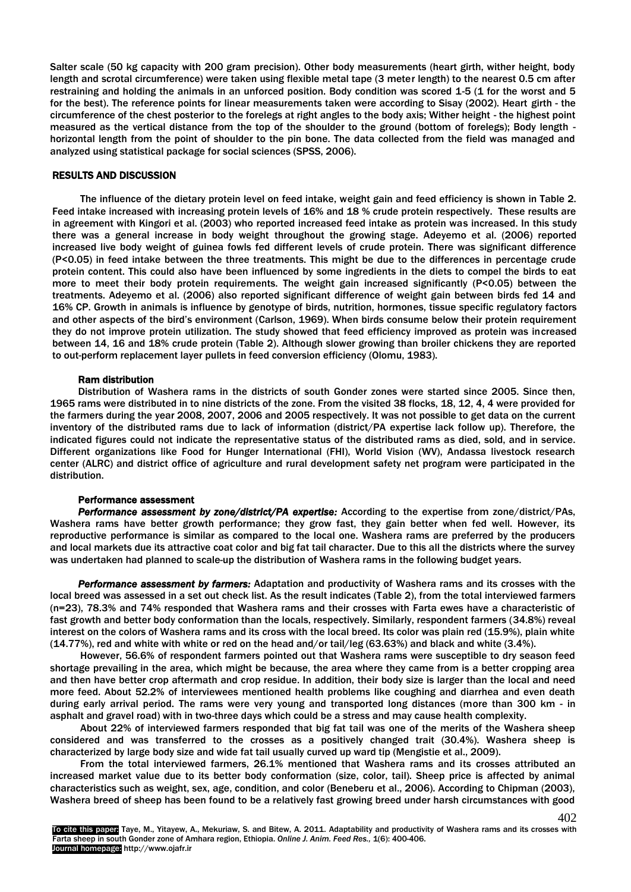Salter scale (50 kg capacity with 200 gram precision). Other body measurements (heart girth, wither height, body length and scrotal circumference) were taken using flexible metal tape (3 meter length) to the nearest 0.5 cm after restraining and holding the animals in an unforced position. Body condition was scored 1-5 (1 for the worst and 5 for the best). The reference points for linear measurements taken were according to Sisay (2002). Heart girth - the circumference of the chest posterior to the forelegs at right angles to the body axis; Wither height - the highest point measured as the vertical distance from the top of the shoulder to the ground (bottom of forelegs); Body length - horizontal length from the point of shoulder to the pin bone. The data collected from the field was managed and analyzed using statistical package for social sciences (SPSS, 2006).

## RESULTS AND DISCUSSION

The influence of the dietary protein level on feed intake, weight gain and feed efficiency is shown in Table 2. Feed intake increased with increasing protein levels of 16% and 18 % crude protein respectively. These results are in agreement with Kingori et al. (2003) who reported increased feed intake as protein was increased. In this study there was a general increase in body weight throughout the growing stage. Adeyemo et al. (2006) reported increased live body weight of guinea fowls fed different levels of crude protein. There was significant difference (P<0.05) in feed intake between the three treatments. This might be due to the differences in percentage crude protein content. This could also have been influenced by some ingredients in the diets to compel the birds to eat more to meet their body protein requirements. The weight gain increased significantly (P<0.05) between the treatments. Adeyemo et al. (2006) also reported significant difference of weight gain between birds fed 14 and 16% CP. Growth in animals is influence by genotype of birds, nutrition, hormones, tissue specific regulatory factors and other aspects of the bird's environment (Carlson, 1969). When birds consume below their protein requirement they do not improve protein utilization. The study showed that feed efficiency improved as protein was increased between 14, 16 and 18% crude protein (Table 2). Although slower growing than broiler chickens they are reported to out-perform replacement layer pullets in feed conversion efficiency (Olomu, 1983).

### Ram distribution

Distribution of Washera rams in the districts of south Gonder zones were started since 2005. Since then, 1965 rams were distributed in to nine districts of the zone. From the visited 38 flocks, 18, 12, 4, 4 were provided for the farmers during the year 2008, 2007, 2006 and 2005 respectively. It was not possible to get data on the current inventory of the distributed rams due to lack of information (district/PA expertise lack follow up). Therefore, the indicated figures could not indicate the representative status of the distributed rams as died, sold, and in service. Different organizations like Food for Hunger International (FHI), World Vision (WV), Andassa livestock research center (ALRC) and district office of agriculture and rural development safety net program were participated in the distribution.

### Performance assessment

***Performance assessment by zone/district/PA expertise:*** According to the expertise from zone/district/PAs, Washera rams have better growth performance; they grow fast, they gain better when fed well. However, its reproductive performance is similar as compared to the local one. Washera rams are preferred by the producers and local markets due its attractive coat color and big fat tail character. Due to this all the districts where the survey was undertaken had planned to scale-up the distribution of Washera rams in the following budget years.

***Performance assessment by farmers:*** Adaptation and productivity of Washera rams and its crosses with the local breed was assessed in a set out check list. As the result indicates (Table 2), from the total interviewed farmers (n=23), 78.3% and 74% responded that Washera rams and their crosses with Farta ewes have a characteristic of fast growth and better body conformation than the locals, respectively. Similarly, respondent farmers (34.8%) reveal interest on the colors of Washera rams and its cross with the local breed. Its color was plain red (15.9%), plain white (14.77%), red and white with white or red on the head and/or tail/leg (63.63%) and black and white (3.4%).

However, 56.6% of respondent farmers pointed out that Washera rams were susceptible to dry season feed shortage prevailing in the area, which might be because, the area where they came from is a better cropping area and then have better crop aftermath and crop residue. In addition, their body size is larger than the local and need more feed. About 52.2% of interviewees mentioned health problems like coughing and diarrhea and even death during early arrival period. The rams were very young and transported long distances (more than 300 km - in asphalt and gravel road) with in two-three days which could be a stress and may cause health complexity.

About 22% of interviewed farmers responded that big fat tail was one of the merits of the Washera sheep considered and was transferred to the crosses as a positively changed trait (30.4%). Washera sheep is characterized by large body size and wide fat tail usually curved up ward tip (Mengistie et al., 2009).

From the total interviewed farmers, 26.1% mentioned that Washera rams and its crosses attributed an increased market value due to its better body conformation (size, color, tail). Sheep price is affected by animal characteristics such as weight, sex, age, condition, and color (Beneberu et al., 2006). According to Chipman (2003), Washera breed of sheep has been found to be a relatively fast growing breed under harsh circumstances with good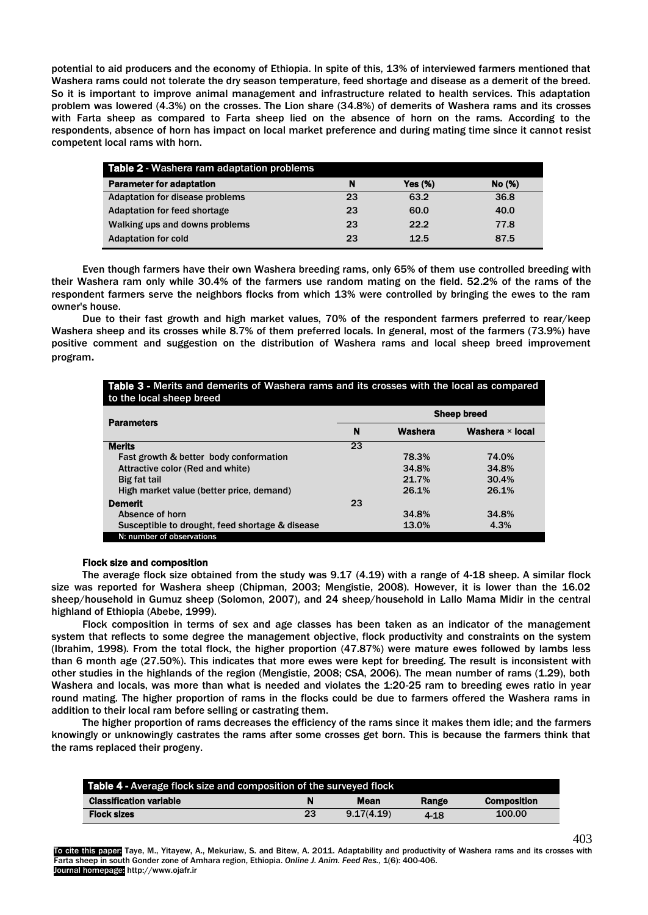potential to aid producers and the economy of Ethiopia. In spite of this, 13% of interviewed farmers mentioned that Washera rams could not tolerate the dry season temperature, feed shortage and disease as a demerit of the breed. So it is important to improve animal management and infrastructure related to health services. This adaptation problem was lowered (4.3%) on the crosses. The Lion share (34.8%) of demerits of Washera rams and its crosses with Farta sheep as compared to Farta sheep lied on the absence of horn on the rams. According to the respondents, absence of horn has impact on local market preference and during mating time since it cannot resist competent local rams with horn.

**Table 2** - Washera ram adaptation problems

| Parameter for adaptation | N | Yes (%) | No (%) |
|---|---|---|---|
| Adaptation for disease problems | 23 | 63.2 | 36.8 |
| Adaptation for feed shortage | 23 | 60.0 | 40.0 |
| Walking ups and downs problems | 23 | 22.2 | 77.8 |
| Adaptation for cold | 23 | 12.5 | 87.5 |

Even though farmers have their own Washera breeding rams, only 65% of them use controlled breeding with their Washera ram only while 30.4% of the farmers use random mating on the field. 52.2% of the rams of the respondent farmers serve the neighbors flocks from which 13% were controlled by bringing the ewes to the ram owner's house.

Due to their fast growth and high market values, 70% of the respondent farmers preferred to rear/keep Washera sheep and its crosses while 8.7% of them preferred locals. In general, most of the farmers (73.9%) have positive comment and suggestion on the distribution of Washera rams and local sheep breed improvement program.

**Table 3** - Merits and demerits of Washera rams and its crosses with the local as compared to the local sheep breed

| Parameters | | Sheep breed | |
|---|---|---|---|
| | N | Washera | Washera × local |
| **Merits** | 23 | | |
| Fast growth & better body conformation | | 78.3% | 74.0% |
| Attractive color (Red and white) | | 34.8% | 34.8% |
| Big fat tail | | 21.7% | 30.4% |
| High market value (better price, demand) | | 26.1% | 26.1% |
| **Demerit** | 23 | | |
| Absence of horn | | 34.8% | 34.8% |
| Susceptible to drought, feed shortage & disease | | 13.0% | 4.3% |

N: number of observations

**Flock size and composition**

The average flock size obtained from the study was 9.17 (4.19) with a range of 4-18 sheep. A similar flock size was reported for Washera sheep (Chipman, 2003; Mengistie, 2008). However, it is lower than the 16.02 sheep/household in Gumuz sheep (Solomon, 2007), and 24 sheep/household in Lallo Mama Midir in the central highland of Ethiopia (Abebe, 1999).

Flock composition in terms of sex and age classes has been taken as an indicator of the management system that reflects to some degree the management objective, flock productivity and constraints on the system (Ibrahim, 1998). From the total flock, the higher proportion (47.87%) were mature ewes followed by lambs less than 6 month age (27.50%). This indicates that more ewes were kept for breeding. The result is inconsistent with other studies in the highlands of the region (Mengistie, 2008; CSA, 2006). The mean number of rams (1.29), both Washera and locals, was more than what is needed and violates the 1:20-25 ram to breeding ewes ratio in year round mating. The higher proportion of rams in the flocks could be due to farmers offered the Washera rams in addition to their local ram before selling or castrating them.

The higher proportion of rams decreases the efficiency of the rams since it makes them idle; and the farmers knowingly or unknowingly castrates the rams after some crosses get born. This is because the farmers think that the rams replaced their progeny.

**Table 4** - Average flock size and composition of the surveyed flock

| Classification variable | N | Mean | Range | Composition |
|---|---|---|---|---|
| **Flock sizes** | 23 | 9.17(4.19) | 4-18 | 100.00 |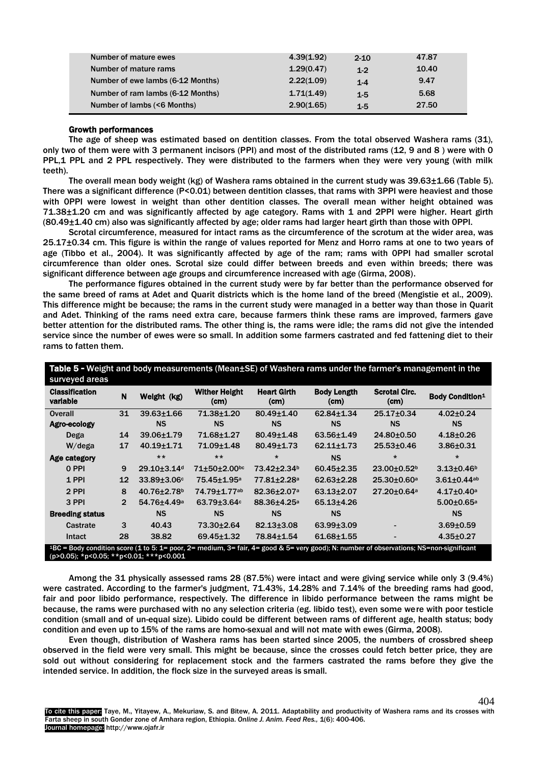| | | | |
|---|---|---|---|
| Number of mature ewes | 4.39(1.92) | 2-10 | 47.87 |
| Number of mature rams | 1.29(0.47) | 1-2 | 10.40 |
| Number of ewe lambs (6-12 Months) | 2.22(1.09) | 1-4 | 9.47 |
| Number of ram lambs (6-12 Months) | 1.71(1.49) | 1-5 | 5.68 |
| Number of lambs (<6 Months) | 2.90(1.65) | 1-5 | 27.50 |

### Growth performances

The age of sheep was estimated based on dentition classes. From the total observed Washera rams (31), only two of them were with 3 permanent incisors (PPI) and most of the distributed rams (12, 9 and 8 ) were with 0 PPL,1 PPL and 2 PPL respectively. They were distributed to the farmers when they were very young (with milk teeth).

The overall mean body weight (kg) of Washera rams obtained in the current study was 39.63±1.66 (Table 5). There was a significant difference (P<0.01) between dentition classes, that rams with 3PPI were heaviest and those with 0PPI were lowest in weight than other dentition classes. The overall mean wither height obtained was 71.38±1.20 cm and was significantly affected by age category. Rams with 1 and 2PPI were higher. Heart girth (80.49±1.40 cm) also was significantly affected by age; older rams had larger heart girth than those with 0PPI.

Scrotal circumference, measured for intact rams as the circumference of the scrotum at the wider area, was 25.17±0.34 cm. This figure is within the range of values reported for Menz and Horro rams at one to two years of age (Tibbo et al., 2004). It was significantly affected by age of the ram; rams with 0PPI had smaller scrotal circumference than older ones. Scrotal size could differ between breeds and even within breeds; there was significant difference between age groups and circumference increased with age (Girma, 2008).

The performance figures obtained in the current study were by far better than the performance observed for the same breed of rams at Adet and Quarit districts which is the home land of the breed (Mengistie et al., 2009). This difference might be because; the rams in the current study were managed in a better way than those in Quarit and Adet. Thinking of the rams need extra care, because farmers think these rams are improved, farmers gave better attention for the distributed rams. The other thing is, the rams were idle; the rams did not give the intended service since the number of ewes were so small. In addition some farmers castrated and fed fattening diet to their rams to fatten them.

**Table 5 -** Weight and body measurements (Mean±SE) of Washera rams under the farmer's management in the surveyed areas

| Classification variable | N | Weight (kg) | Wither Height (cm) | Heart Girth (cm) | Body Length (cm) | Scrotal Circ. (cm) | Body Condition[1] |
|---|---|---|---|---|---|---|---|
| Overall | 31 | 39.63±1.66 | 71.38±1.20 | 80.49±1.40 | 62.84±1.34 | 25.17±0.34 | 4.02±0.24 |
| **Agro-ecology** | | NS | NS | NS | NS | NS | NS |
| Dega | 14 | 39.06±1.79 | 71.68±1.27 | 80.49±1.48 | 63.56±1.49 | 24.80±0.50 | 4.18±0.26 |
| W/dega | 17 | 40.19±1.71 | 71.09±1.48 | 80.49±1.73 | 62.11±1.73 | 25.53±0.46 | 3.86±0.31 |
| **Age category** | | ** | ** | * | NS | * | * |
| 0 PPI | 9 | 29.10±3.14[d] | 71±50±2.00[bc] | 73.42±2.34[b] | 60.45±2.35 | 23.00±0.52[b] | 3.13±0.46[b] |
| 1 PPI | 12 | 33.89±3.06[c] | 75.45±1.95[a] | 77.81±2.28[a] | 62.63±2.28 | 25.30±0.60[a] | 3.61±0.44[ab] |
| 2 PPI | 8 | 40.76±2.78[b] | 74.79±1.77[ab] | 82.36±2.07[a] | 63.13±2.07 | 27.20±0.64[a] | 4.17±0.40[a] |
| 3 PPI | 2 | 54.76±4.49[a] | 63.79±3.64[c] | 88.36±4.25[a] | 65.13±4.26 | | 5.00±0.65[a] |
| **Breeding status** | | NS | NS | NS | NS | | NS |
| Castrate | 3 | 40.43 | 73.30±2.64 | 82.13±3.08 | 63.99±3.09 | - | 3.69±0.59 |
| Intact | 28 | 38.82 | 69.45±1.32 | 78.84±1.54 | 61.68±1.55 | - | 4.35±0.27 |

[1]BC = Body condition score (1 to 5: 1= poor, 2= medium, 3= fair, 4= good & 5= very good); N: number of observations; NS=non-significant (p>0.05); *p<0.05; **p<0.01; ***p<0.001

Among the 31 physically assessed rams 28 (87.5%) were intact and were giving service while only 3 (9.4%) were castrated. According to the farmer's judgment, 71.43%, 14.28% and 7.14% of the breeding rams had good, fair and poor libido performance, respectively. The difference in libido performance between the rams might be because, the rams were purchased with no any selection criteria (eg. libido test), even some were with poor testicle condition (small and of un-equal size). Libido could be different between rams of different age, health status; body condition and even up to 15% of the rams are homo-sexual and will not mate with ewes (Girma, 2008).

Even though, distribution of Washera rams has been started since 2005, the numbers of crossbred sheep observed in the field were very small. This might be because, since the crosses could fetch better price, they are sold out without considering for replacement stock and the farmers castrated the rams before they give the intended service. In addition, the flock size in the surveyed areas is small.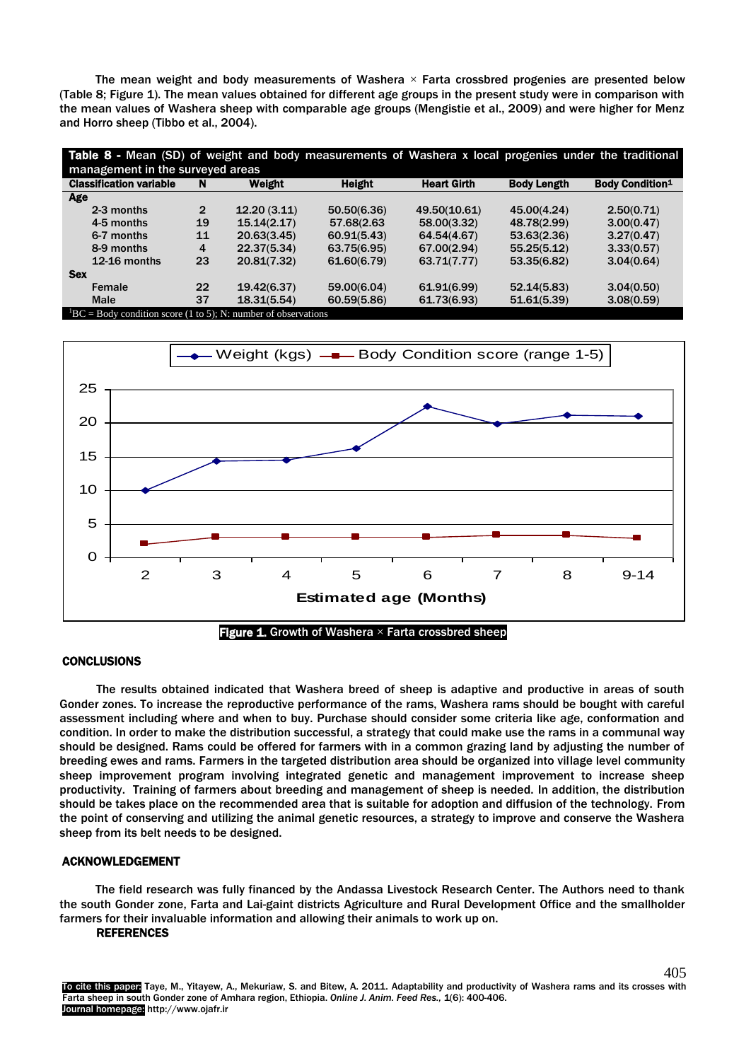The mean weight and body measurements of Washera × Farta crossbred progenies are presented below (Table 8; Figure 1). The mean values obtained for different age groups in the present study were in comparison with the mean values of Washera sheep with comparable age groups (Mengistie et al., 2009) and were higher for Menz and Horro sheep (Tibbo et al., 2004).

**Table 8 -** Mean (SD) of weight and body measurements of Washera x local progenies under the traditional management in the surveyed areas

| Classification variable | N | Weight | Height | Heart Girth | Body Length | Body Condition[1] |
|---|---|---|---|---|---|---|
| **Age** | | | | | | |
| 2-3 months | 2 | 12.20 (3.11) | 50.50(6.36) | 49.50(10.61) | 45.00(4.24) | 2.50(0.71) |
| 4-5 months | 19 | 15.14(2.17) | 57.68(2.63 | 58.00(3.32) | 48.78(2.99) | 3.00(0.47) |
| 6-7 months | 11 | 20.63(3.45) | 60.91(5.43) | 64.54(4.67) | 53.63(2.36) | 3.27(0.47) |
| 8-9 months | 4 | 22.37(5.34) | 63.75(6.95) | 67.00(2.94) | 55.25(5.12) | 3.33(0.57) |
| 12-16 months | 23 | 20.81(7.32) | 61.60(6.79) | 63.71(7.77) | 53.35(6.82) | 3.04(0.64) |
| **Sex** | | | | | | |
| Female | 22 | 19.42(6.37) | 59.00(6.04) | 61.91(6.99) | 52.14(5.83) | 3.04(0.50) |
| Male | 37 | 18.31(5.54) | 60.59(5.86) | 61.73(6.93) | 51.61(5.39) | 3.08(0.59) |

[1]BC = Body condition score (1 to 5); N: number of observations

**Figure 1.** Growth of Washera × Farta crossbred sheep

## CONCLUSIONS

The results obtained indicated that Washera breed of sheep is adaptive and productive in areas of south Gonder zones. To increase the reproductive performance of the rams, Washera rams should be bought with careful assessment including where and when to buy. Purchase should consider some criteria like age, conformation and condition. In order to make the distribution successful, a strategy that could make use the rams in a communal way should be designed. Rams could be offered for farmers with in a common grazing land by adjusting the number of breeding ewes and rams. Farmers in the targeted distribution area should be organized into village level community sheep improvement program involving integrated genetic and management improvement to increase sheep productivity. Training of farmers about breeding and management of sheep is needed. In addition, the distribution should be takes place on the recommended area that is suitable for adoption and diffusion of the technology. From the point of conserving and utilizing the animal genetic resources, a strategy to improve and conserve the Washera sheep from its belt needs to be designed.

## ACKNOWLEDGEMENT

The field research was fully financed by the Andassa Livestock Research Center. The Authors need to thank the south Gonder zone, Farta and Lai-gaint districts Agriculture and Rural Development Office and the smallholder farmers for their invaluable information and allowing their animals to work up on.

## REFERENCES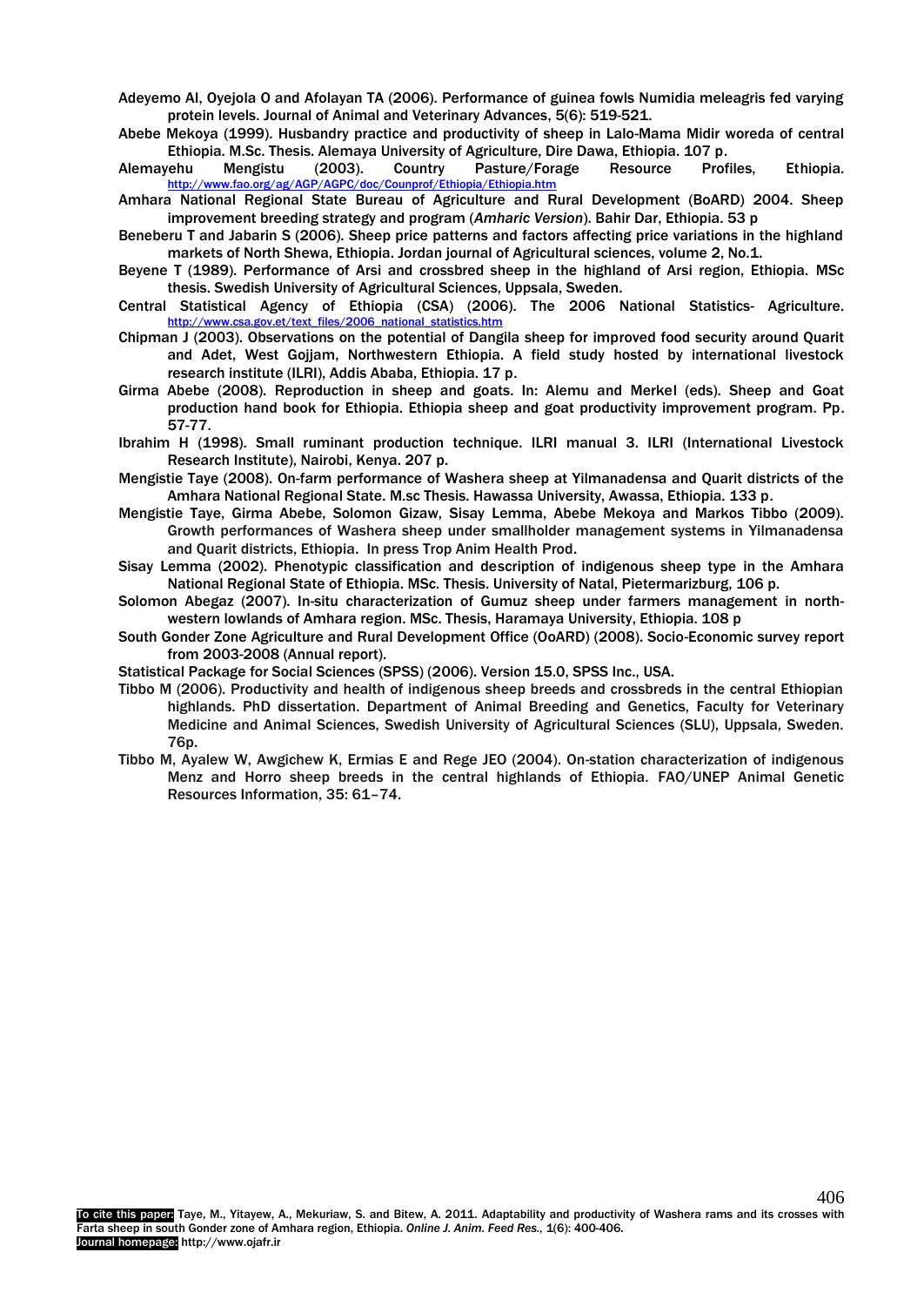Adeyemo AI, Oyejola O and Afolayan TA (2006). Performance of guinea fowls Numidia meleagris fed varying protein levels. Journal of Animal and Veterinary Advances, 5(6): 519-521.

Abebe Mekoya (1999). Husbandry practice and productivity of sheep in Lalo-Mama Midir woreda of central Ethiopia. M.Sc. Thesis. Alemaya University of Agriculture, Dire Dawa, Ethiopia. 107 p.

Alemayehu Mengistu (2003). Country Pasture/Forage Resource Profiles, Ethiopia. http://www.fao.org/ag/AGP/AGPC/doc/Counprof/Ethiopia/Ethiopia.htm

Amhara National Regional State Bureau of Agriculture and Rural Development (BoARD) 2004. Sheep improvement breeding strategy and program (*Amharic Version*). Bahir Dar, Ethiopia. 53 p

Beneberu T and Jabarin S (2006). Sheep price patterns and factors affecting price variations in the highland markets of North Shewa, Ethiopia. Jordan journal of Agricultural sciences, volume 2, No.1.

Beyene T (1989). Performance of Arsi and crossbred sheep in the highland of Arsi region, Ethiopia. MSc thesis. Swedish University of Agricultural Sciences, Uppsala, Sweden.

Central Statistical Agency of Ethiopia (CSA) (2006). The 2006 National Statistics- Agriculture. http://www.csa.gov.et/text_files/2006_national_statistics.htm

Chipman J (2003). Observations on the potential of Dangila sheep for improved food security around Quarit and Adet, West Gojjam, Northwestern Ethiopia. A field study hosted by international livestock research institute (ILRI), Addis Ababa, Ethiopia. 17 p.

Girma Abebe (2008). Reproduction in sheep and goats. In: Alemu and Merkel (eds). Sheep and Goat production hand book for Ethiopia. Ethiopia sheep and goat productivity improvement program. Pp. 57-77.

Ibrahim H (1998). Small ruminant production technique. ILRI manual 3. ILRI (International Livestock Research Institute), Nairobi, Kenya. 207 p.

Mengistie Taye (2008). On-farm performance of Washera sheep at Yilmanadensa and Quarit districts of the Amhara National Regional State. M.sc Thesis. Hawassa University, Awassa, Ethiopia. 133 p.

Mengistie Taye, Girma Abebe, Solomon Gizaw, Sisay Lemma, Abebe Mekoya and Markos Tibbo (2009). Growth performances of Washera sheep under smallholder management systems in Yilmanadensa and Quarit districts, Ethiopia. In press Trop Anim Health Prod.

Sisay Lemma (2002). Phenotypic classification and description of indigenous sheep type in the Amhara National Regional State of Ethiopia. MSc. Thesis. University of Natal, Pietermarizburg, 106 p.

Solomon Abegaz (2007). In-situ characterization of Gumuz sheep under farmers management in north-western lowlands of Amhara region. MSc. Thesis, Haramaya University, Ethiopia. 108 p

South Gonder Zone Agriculture and Rural Development Office (OoARD) (2008). Socio-Economic survey report from 2003-2008 (Annual report).

Statistical Package for Social Sciences (SPSS) (2006). Version 15.0, SPSS Inc., USA.

Tibbo M (2006). Productivity and health of indigenous sheep breeds and crossbreds in the central Ethiopian highlands. PhD dissertation. Department of Animal Breeding and Genetics, Faculty for Veterinary Medicine and Animal Sciences, Swedish University of Agricultural Sciences (SLU), Uppsala, Sweden. 76p.

Tibbo M, Ayalew W, Awgichew K, Ermias E and Rege JEO (2004). On-station characterization of indigenous Menz and Horro sheep breeds in the central highlands of Ethiopia. FAO/UNEP Animal Genetic Resources Information, 35: 61–74.